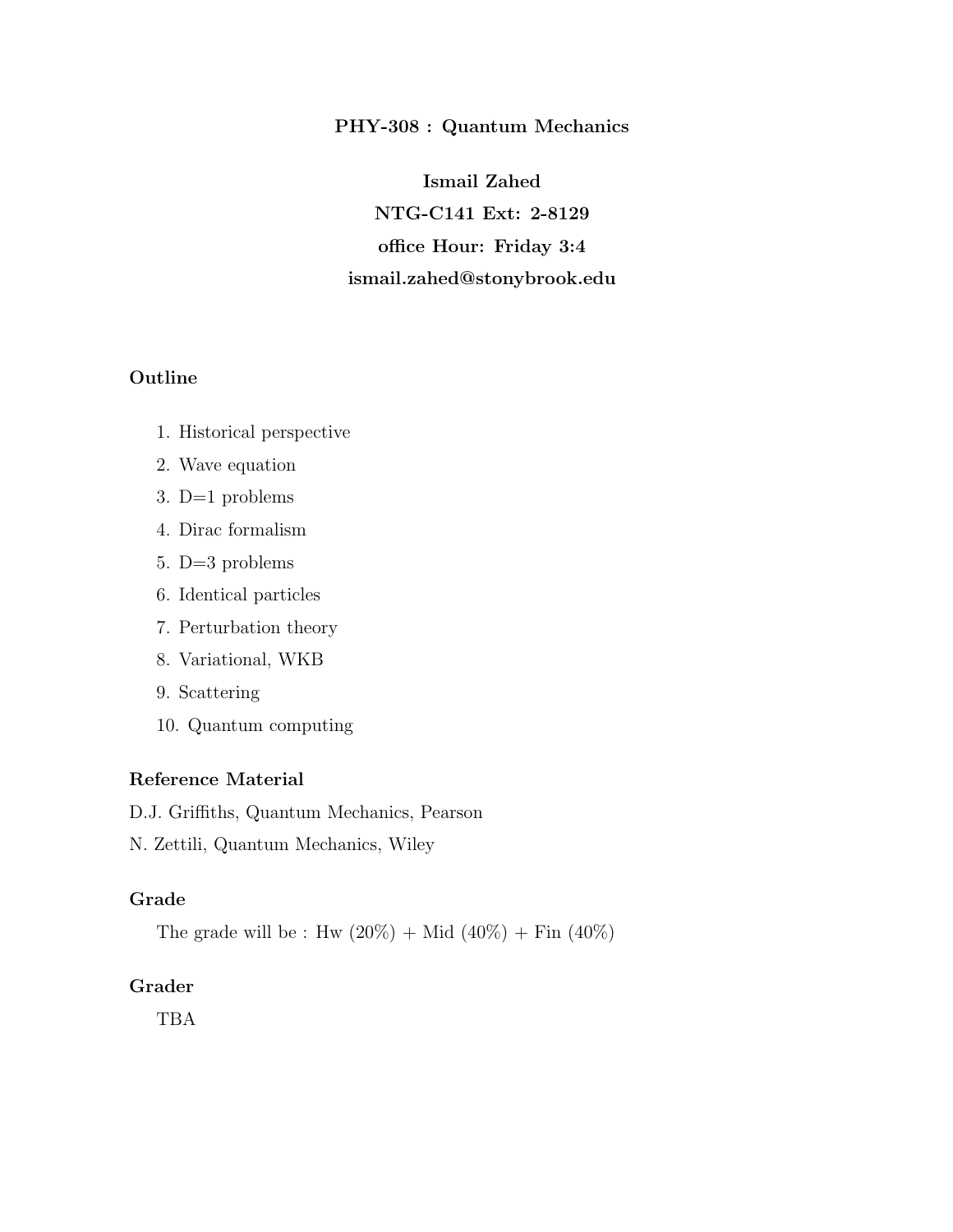# PHY-308 : Quantum Mechanics

**Ismail Zahed**

**NTG-C141 Ext: 2-8129**

**office Hour: Friday 3:4**

**ismail.zahed@stonybrook.edu**

## Outline

1. Historical perspective
2. Wave equation
3. D=1 problems
4. Dirac formalism
5. D=3 problems
6. Identical particles
7. Perturbation theory
8. Variational, WKB
9. Scattering
10. Quantum computing

## Reference Material

D.J. Griffiths, Quantum Mechanics, Pearson

N. Zettili, Quantum Mechanics, Wiley

## Grade

The grade will be : Hw (20%) + Mid (40%) + Fin (40%)

## Grader

TBA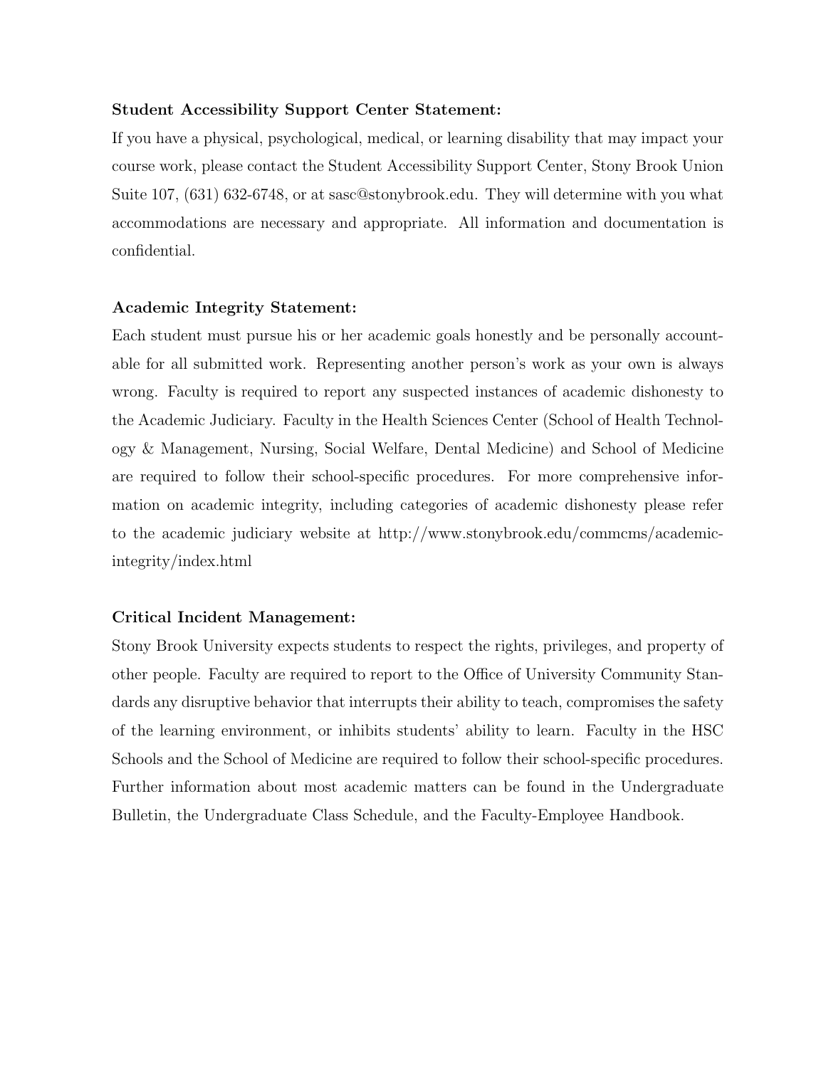**Student Accessibility Support Center Statement:**

If you have a physical, psychological, medical, or learning disability that may impact your course work, please contact the Student Accessibility Support Center, Stony Brook Union Suite 107, (631) 632-6748, or at sasc@stonybrook.edu. They will determine with you what accommodations are necessary and appropriate. All information and documentation is confidential.

**Academic Integrity Statement:**

Each student must pursue his or her academic goals honestly and be personally accountable for all submitted work. Representing another person's work as your own is always wrong. Faculty is required to report any suspected instances of academic dishonesty to the Academic Judiciary. Faculty in the Health Sciences Center (School of Health Technology & Management, Nursing, Social Welfare, Dental Medicine) and School of Medicine are required to follow their school-specific procedures. For more comprehensive information on academic integrity, including categories of academic dishonesty please refer to the academic judiciary website at http://www.stonybrook.edu/commcms/academic-integrity/index.html

**Critical Incident Management:**

Stony Brook University expects students to respect the rights, privileges, and property of other people. Faculty are required to report to the Office of University Community Standards any disruptive behavior that interrupts their ability to teach, compromises the safety of the learning environment, or inhibits students' ability to learn. Faculty in the HSC Schools and the School of Medicine are required to follow their school-specific procedures. Further information about most academic matters can be found in the Undergraduate Bulletin, the Undergraduate Class Schedule, and the Faculty-Employee Handbook.